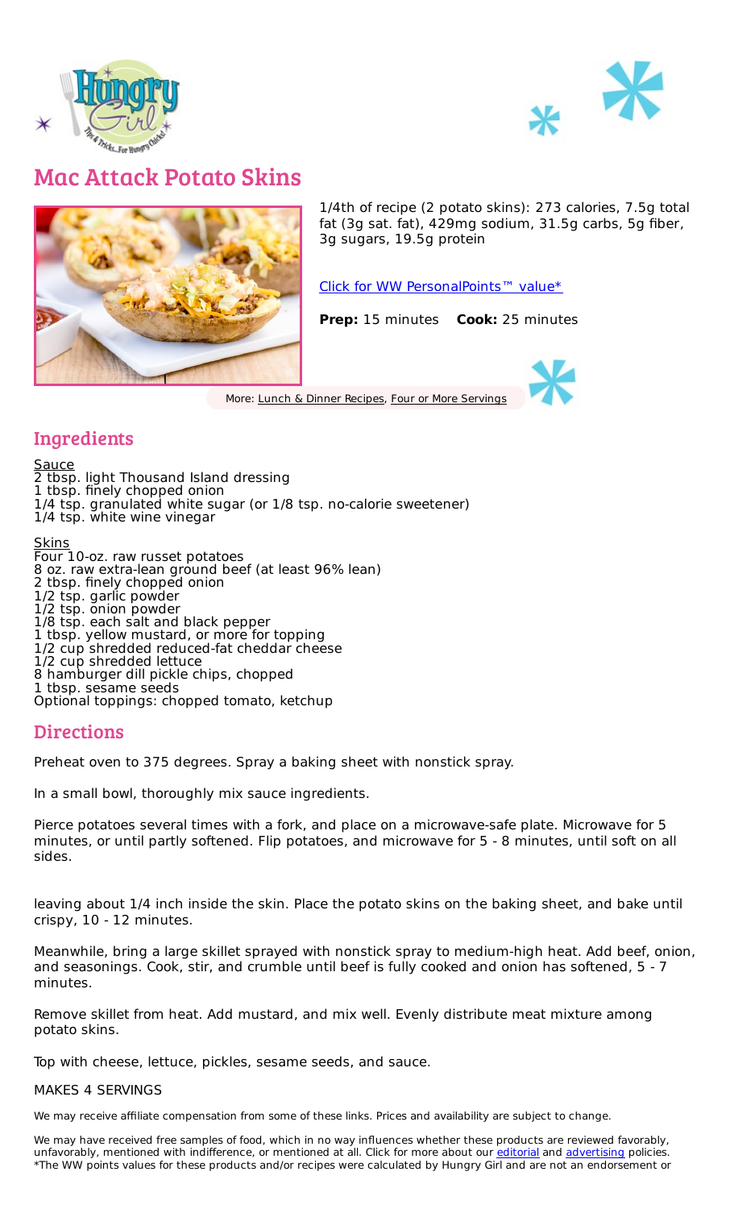# Mac Attack Potato Skins

1/4th of recipe (2 potato skins): 273 calories, 7.5g total fat (3g sat. fat), 429mg sodium, 31.5g carbs, 5g fiber, 3g sugars, 19.5g protein

Click for WW PersonalPoints™ value*

**Prep:** 15 minutes **Cook:** 25 minutes

More: Lunch & Dinner Recipes, Four or More Servings

## Ingredients

Sauce
2 tbsp. light Thousand Island dressing
1 tbsp. finely chopped onion
1/4 tsp. granulated white sugar (or 1/8 tsp. no-calorie sweetener)
1/4 tsp. white wine vinegar

Skins
Four 10-oz. raw russet potatoes
8 oz. raw extra-lean ground beef (at least 96% lean)
2 tbsp. finely chopped onion
1/2 tsp. garlic powder
1/2 tsp. onion powder
1/8 tsp. each salt and black pepper
1 tbsp. yellow mustard, or more for topping
1/2 cup shredded reduced-fat cheddar cheese
1/2 cup shredded lettuce
8 hamburger dill pickle chips, chopped
1 tbsp. sesame seeds
Optional toppings: chopped tomato, ketchup

## Directions

Preheat oven to 375 degrees. Spray a baking sheet with nonstick spray.

In a small bowl, thoroughly mix sauce ingredients.

Pierce potatoes several times with a fork, and place on a microwave-safe plate. Microwave for 5 minutes, or until partly softened. Flip potatoes, and microwave for 5 - 8 minutes, until soft on all sides.

leaving about 1/4 inch inside the skin. Place the potato skins on the baking sheet, and bake until crispy, 10 - 12 minutes.

Meanwhile, bring a large skillet sprayed with nonstick spray to medium-high heat. Add beef, onion, and seasonings. Cook, stir, and crumble until beef is fully cooked and onion has softened, 5 - 7 minutes.

Remove skillet from heat. Add mustard, and mix well. Evenly distribute meat mixture among potato skins.

Top with cheese, lettuce, pickles, sesame seeds, and sauce.

MAKES 4 SERVINGS

We may receive affiliate compensation from some of these links. Prices and availability are subject to change.

We may have received free samples of food, which in no way influences whether these products are reviewed favorably, unfavorably, mentioned with indifference, or mentioned at all. Click for more about our editorial and advertising policies.
*The WW points values for these products and/or recipes were calculated by Hungry Girl and are not an endorsement or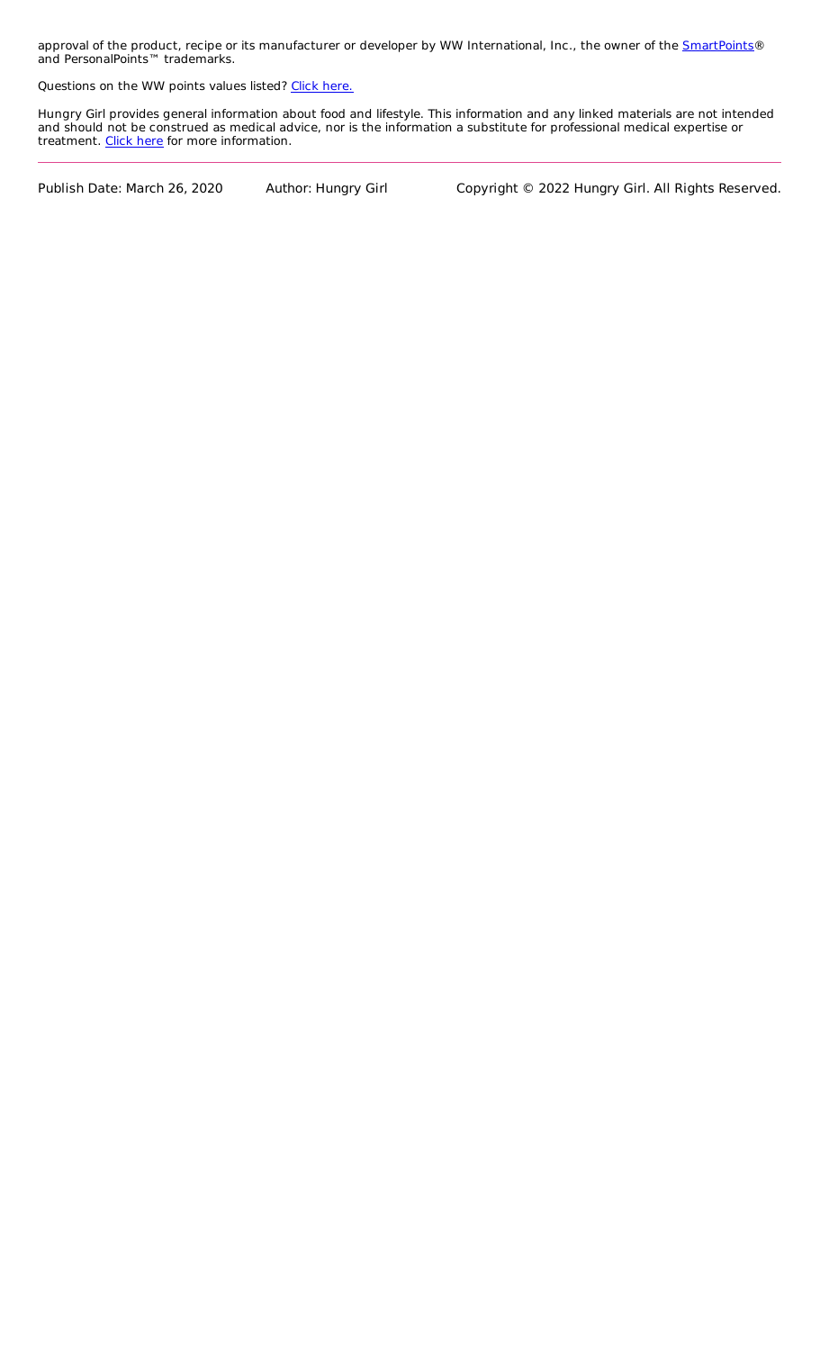approval of the product, recipe or its manufacturer or developer by WW International, Inc., the owner of the SmartPoints® and PersonalPoints™ trademarks.

Questions on the WW points values listed? Click here.

Hungry Girl provides general information about food and lifestyle. This information and any linked materials are not intended and should not be construed as medical advice, nor is the information a substitute for professional medical expertise or treatment. Click here for more information.

---

Publish Date: March 26, 2020 Author: Hungry Girl Copyright © 2022 Hungry Girl. All Rights Reserved.